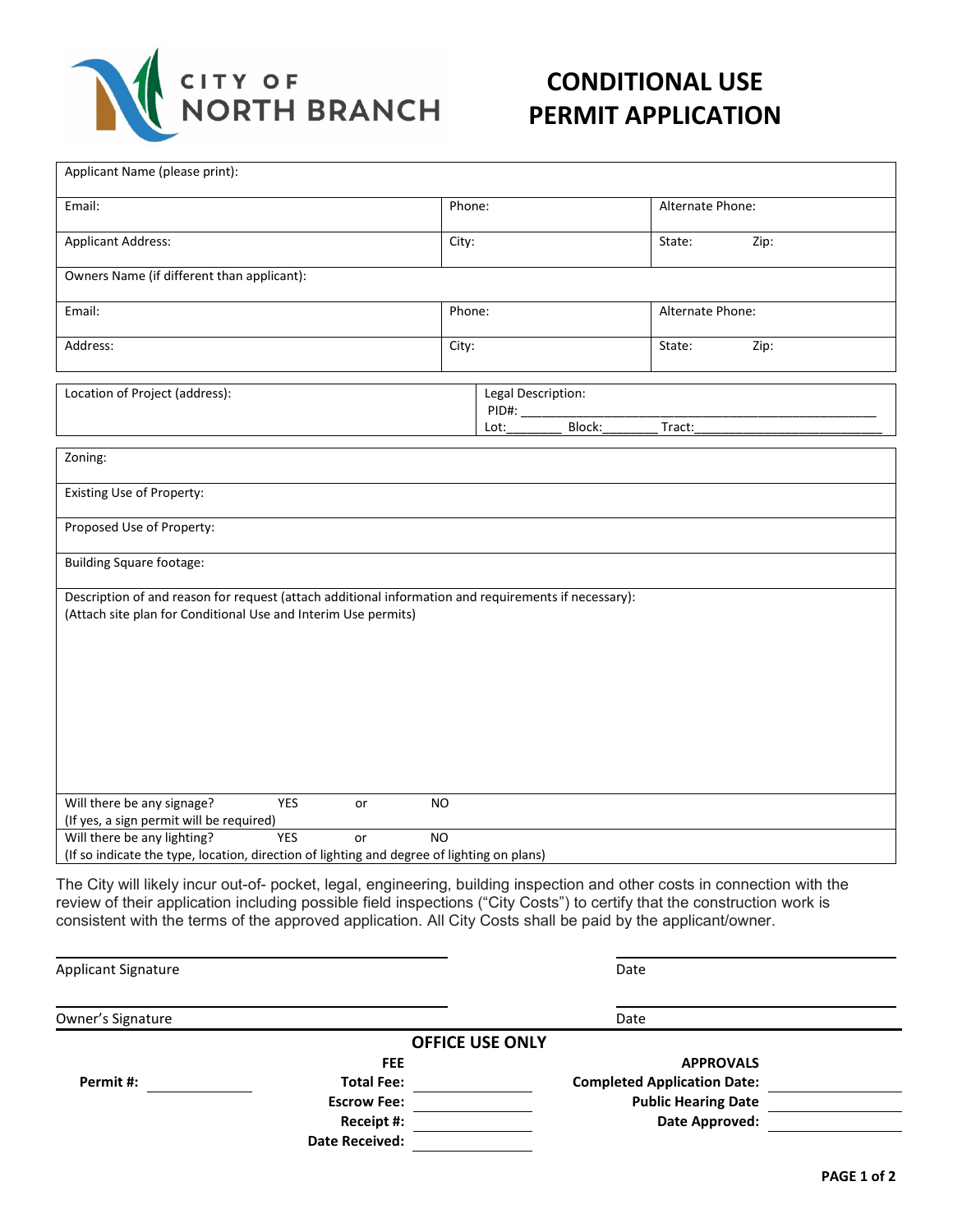CITY OF NORTH BRANCH

# CONDITIONAL USE PERMIT APPLICATION

| Applicant Name (please print): | | |
|---|---|---|
| Email: | Phone: | Alternate Phone: |
| Applicant Address: | City: | State: Zip: |
| Owners Name (if different than applicant): | | |
| Email: | Phone: | Alternate Phone: |
| Address: | City: | State: Zip: |

| Location of Project (address): | Legal Description:<br>PID#: ____________________<br>Lot:________ Block:________ Tract:____________________ |
|---|---|

| Zoning: |
|---|
| Existing Use of Property: |
| Proposed Use of Property: |
| Building Square footage: |
| Description of and reason for request (attach additional information and requirements if necessary):<br>(Attach site plan for Conditional Use and Interim Use permits) |
| Will there be any signage? YES or NO<br>(If yes, a sign permit will be required) |
| Will there be any lighting? YES or NO<br>(If so indicate the type, location, direction of lighting and degree of lighting on plans) |

The City will likely incur out-of- pocket, legal, engineering, building inspection and other costs in connection with the review of their application including possible field inspections ("City Costs") to certify that the construction work is consistent with the terms of the approved application. All City Costs shall be paid by the applicant/owner.

Applicant Signature ______________________ Date ______________

Owner's Signature ______________________ Date ______________

## OFFICE USE ONLY

| | | FEE | | APPROVALS | |
|---|---|---|---|---|---|
| **Permit #:** | ________ | **Total Fee:** | ________ | **Completed Application Date:** | ________ |
| | | **Escrow Fee:** | ________ | **Public Hearing Date** | ________ |
| | | **Receipt #:** | ________ | **Date Approved:** | ________ |
| | | **Date Received:** | ________ | | |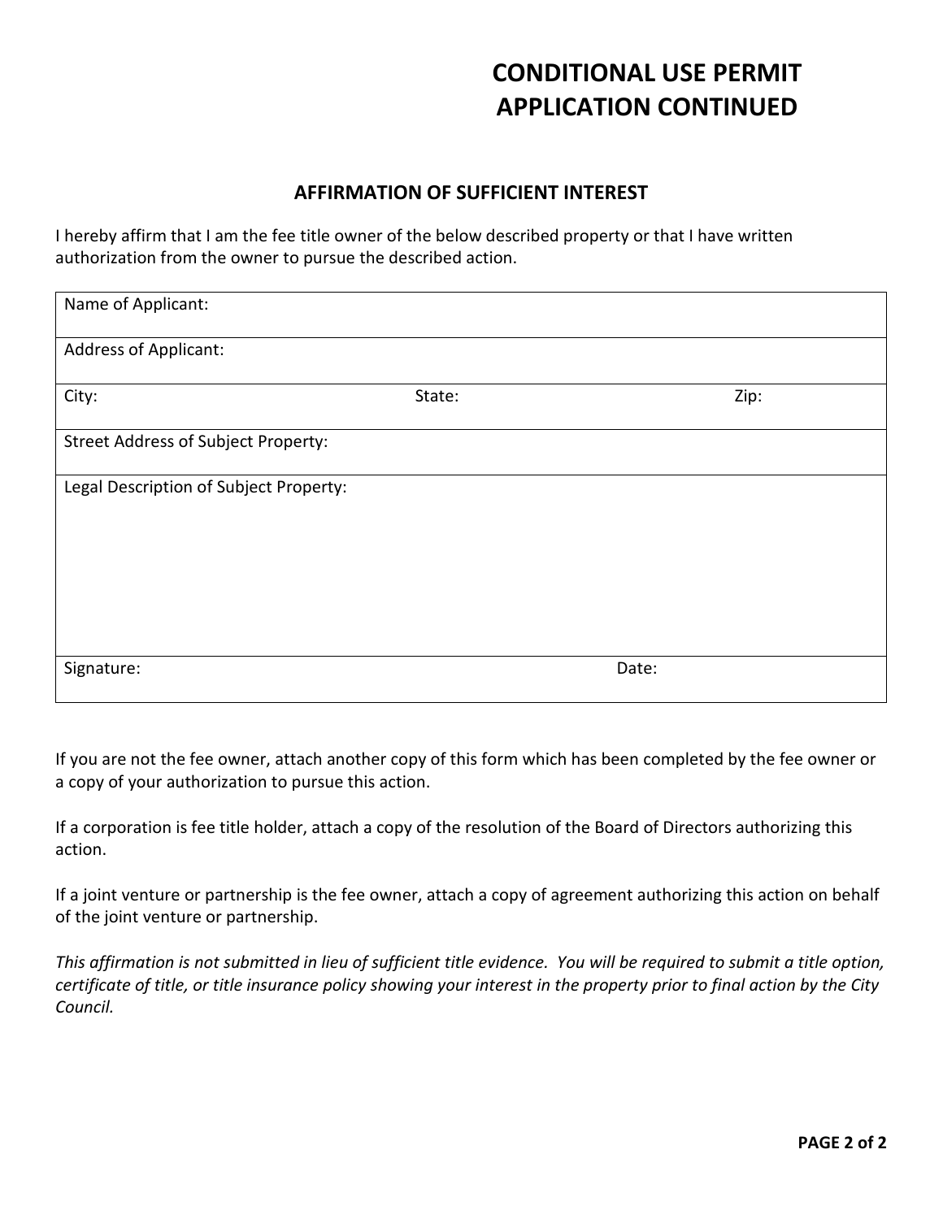# CONDITIONAL USE PERMIT APPLICATION CONTINUED

## AFFIRMATION OF SUFFICIENT INTEREST

I hereby affirm that I am the fee title owner of the below described property or that I have written authorization from the owner to pursue the described action.

| | | |
|---|---|---|
| Name of Applicant: | | |
| Address of Applicant: | | |
| City: | State: | Zip: |
| Street Address of Subject Property: | | |
| Legal Description of Subject Property: | | |
| Signature: | | Date: |

If you are not the fee owner, attach another copy of this form which has been completed by the fee owner or a copy of your authorization to pursue this action.

If a corporation is fee title holder, attach a copy of the resolution of the Board of Directors authorizing this action.

If a joint venture or partnership is the fee owner, attach a copy of agreement authorizing this action on behalf of the joint venture or partnership.

*This affirmation is not submitted in lieu of sufficient title evidence. You will be required to submit a title option, certificate of title, or title insurance policy showing your interest in the property prior to final action by the City Council.*